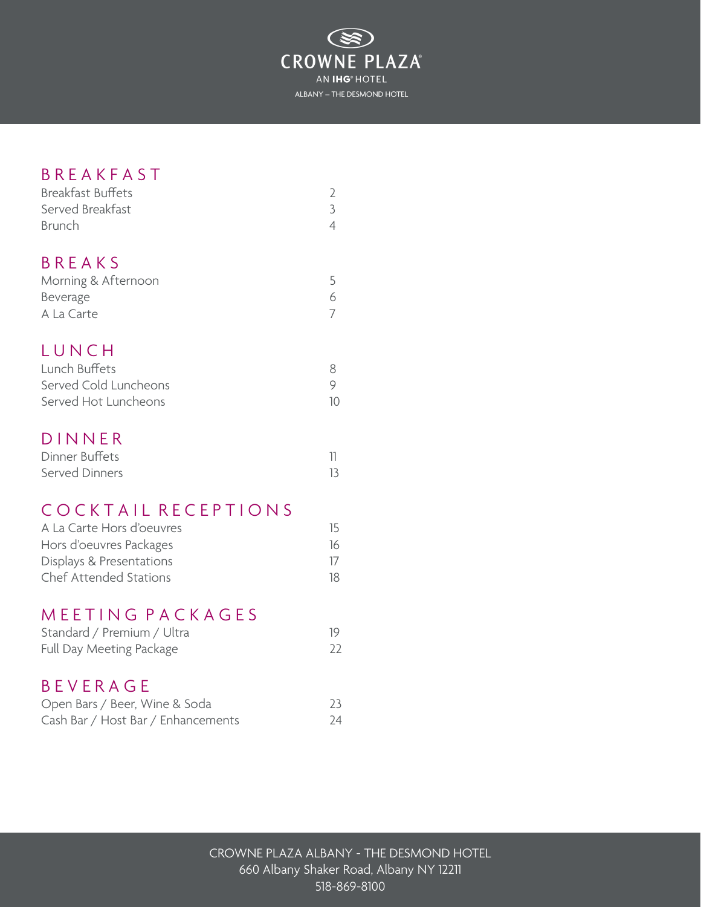CROWNE PLAZA

AN IHG® HOTEL

ALBANY – THE DESMOND HOTEL

## BREAKFAST

| | |
|---|---|
| Breakfast Buffets | 2 |
| Served Breakfast | 3 |
| Brunch | 4 |

## BREAKS

| | |
|---|---|
| Morning & Afternoon | 5 |
| Beverage | 6 |
| A La Carte | 7 |

## LUNCH

| | |
|---|---|
| Lunch Buffets | 8 |
| Served Cold Luncheons | 9 |
| Served Hot Luncheons | 10 |

## DINNER

| | |
|---|---|
| Dinner Buffets | 11 |
| Served Dinners | 13 |

## COCKTAIL RECEPTIONS

| | |
|---|---|
| A La Carte Hors d'oeuvres | 15 |
| Hors d'oeuvres Packages | 16 |
| Displays & Presentations | 17 |
| Chef Attended Stations | 18 |

## MEETING PACKAGES

| | |
|---|---|
| Standard / Premium / Ultra | 19 |
| Full Day Meeting Package | 22 |

## BEVERAGE

| | |
|---|---|
| Open Bars / Beer, Wine & Soda | 23 |
| Cash Bar / Host Bar / Enhancements | 24 |

CROWNE PLAZA ALBANY - THE DESMOND HOTEL
660 Albany Shaker Road, Albany NY 12211
518-869-8100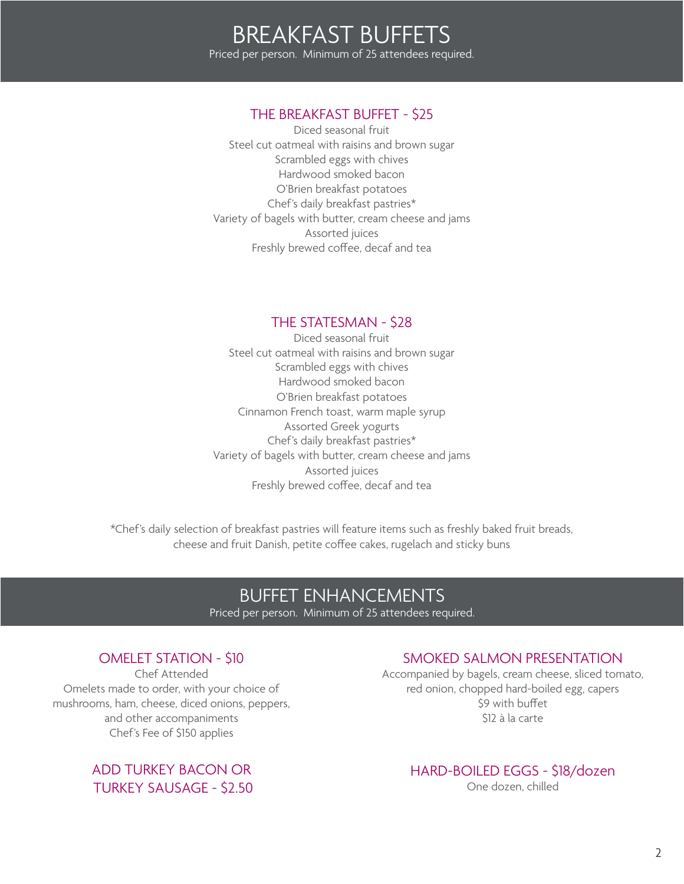# BREAKFAST BUFFETS

Priced per person. Minimum of 25 attendees required.

## THE BREAKFAST BUFFET - $25

Diced seasonal fruit
Steel cut oatmeal with raisins and brown sugar
Scrambled eggs with chives
Hardwood smoked bacon
O'Brien breakfast potatoes
Chef's daily breakfast pastries*
Variety of bagels with butter, cream cheese and jams
Assorted juices
Freshly brewed coffee, decaf and tea

## THE STATESMAN - $28

Diced seasonal fruit
Steel cut oatmeal with raisins and brown sugar
Scrambled eggs with chives
Hardwood smoked bacon
O'Brien breakfast potatoes
Cinnamon French toast, warm maple syrup
Assorted Greek yogurts
Chef's daily breakfast pastries*
Variety of bagels with butter, cream cheese and jams
Assorted juices
Freshly brewed coffee, decaf and tea

*Chef's daily selection of breakfast pastries will feature items such as freshly baked fruit breads, cheese and fruit Danish, petite coffee cakes, rugelach and sticky buns

# BUFFET ENHANCEMENTS

Priced per person. Minimum of 25 attendees required.

## OMELET STATION - $10

Chef Attended
Omelets made to order, with your choice of mushrooms, ham, cheese, diced onions, peppers, and other accompaniments
Chef's Fee of $150 applies

## ADD TURKEY BACON OR TURKEY SAUSAGE - $2.50

## SMOKED SALMON PRESENTATION

Accompanied by bagels, cream cheese, sliced tomato, red onion, chopped hard-boiled egg, capers
$9 with buffet
$12 à la carte

## HARD-BOILED EGGS - $18/dozen

One dozen, chilled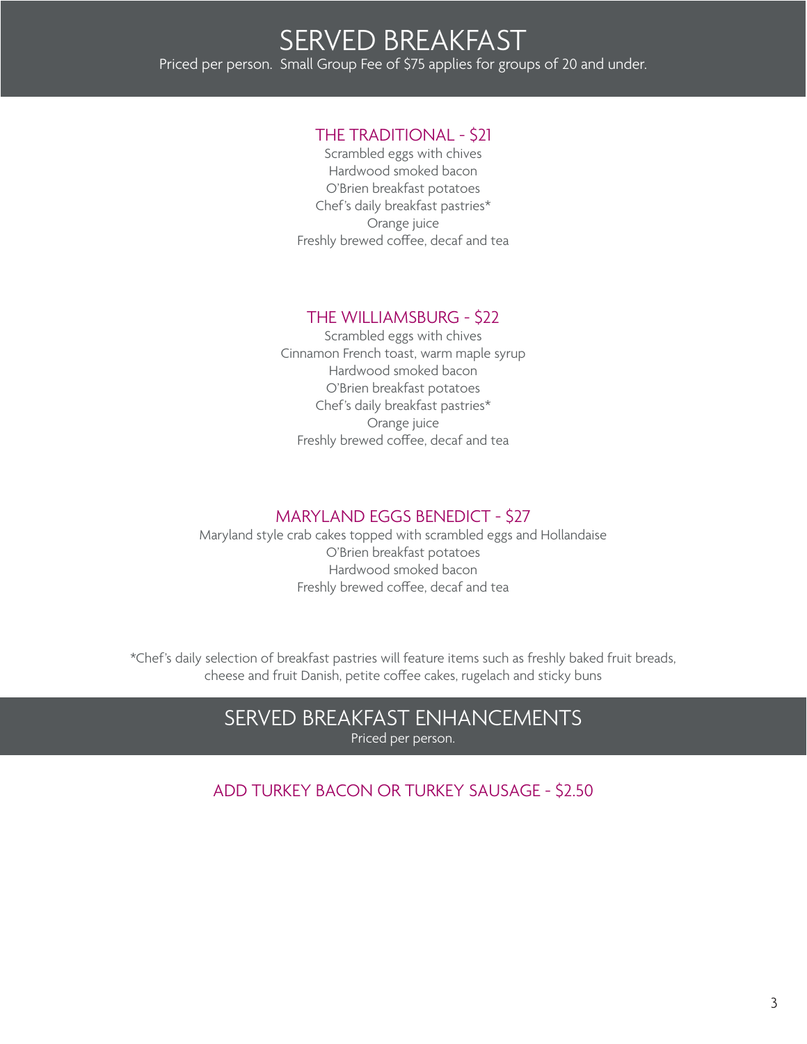# SERVED BREAKFAST

Priced per person. Small Group Fee of $75 applies for groups of 20 and under.

## THE TRADITIONAL - $21

Scrambled eggs with chives
Hardwood smoked bacon
O'Brien breakfast potatoes
Chef's daily breakfast pastries*
Orange juice
Freshly brewed coffee, decaf and tea

## THE WILLIAMSBURG - $22

Scrambled eggs with chives
Cinnamon French toast, warm maple syrup
Hardwood smoked bacon
O'Brien breakfast potatoes
Chef's daily breakfast pastries*
Orange juice
Freshly brewed coffee, decaf and tea

## MARYLAND EGGS BENEDICT - $27

Maryland style crab cakes topped with scrambled eggs and Hollandaise
O'Brien breakfast potatoes
Hardwood smoked bacon
Freshly brewed coffee, decaf and tea

*Chef's daily selection of breakfast pastries will feature items such as freshly baked fruit breads, cheese and fruit Danish, petite coffee cakes, rugelach and sticky buns

# SERVED BREAKFAST ENHANCEMENTS

Priced per person.

## ADD TURKEY BACON OR TURKEY SAUSAGE - $2.50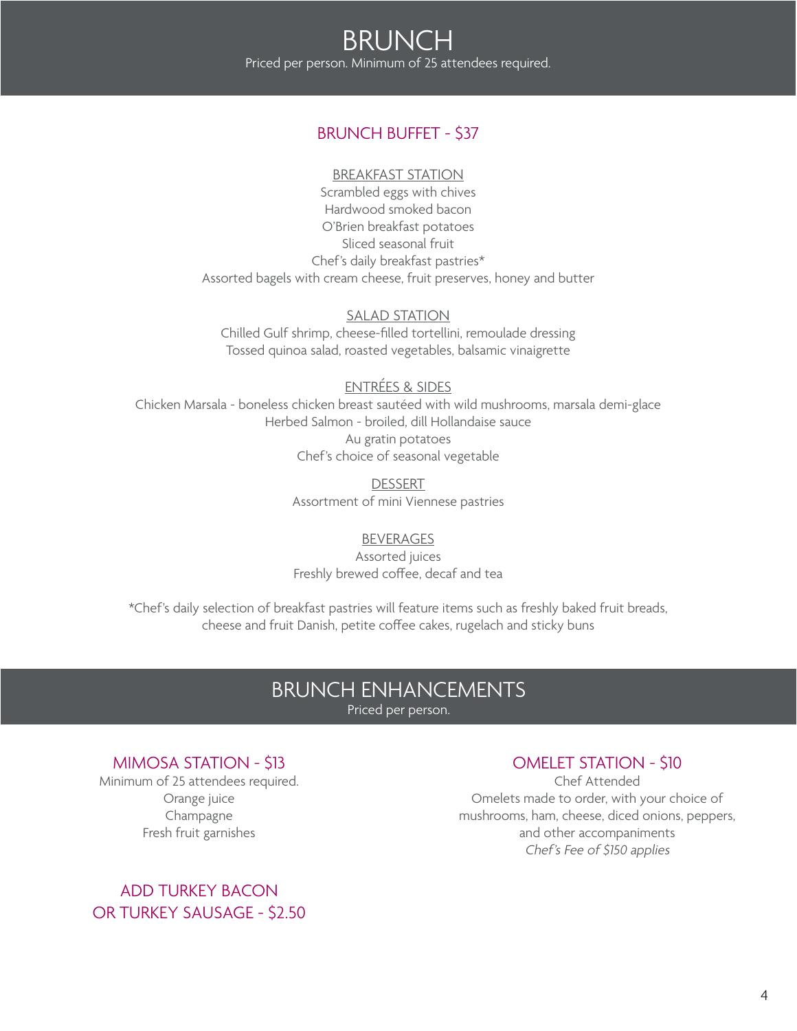# BRUNCH

Priced per person. Minimum of 25 attendees required.

## BRUNCH BUFFET - $37

### BREAKFAST STATION

Scrambled eggs with chives
Hardwood smoked bacon
O'Brien breakfast potatoes
Sliced seasonal fruit
Chef's daily breakfast pastries*
Assorted bagels with cream cheese, fruit preserves, honey and butter

### SALAD STATION

Chilled Gulf shrimp, cheese-filled tortellini, remoulade dressing
Tossed quinoa salad, roasted vegetables, balsamic vinaigrette

### ENTRÉES & SIDES

Chicken Marsala - boneless chicken breast sautéed with wild mushrooms, marsala demi-glace
Herbed Salmon - broiled, dill Hollandaise sauce
Au gratin potatoes
Chef's choice of seasonal vegetable

### DESSERT

Assortment of mini Viennese pastries

### BEVERAGES

Assorted juices
Freshly brewed coffee, decaf and tea

*Chef's daily selection of breakfast pastries will feature items such as freshly baked fruit breads, cheese and fruit Danish, petite coffee cakes, rugelach and sticky buns

# BRUNCH ENHANCEMENTS

Priced per person.

## MIMOSA STATION - $13

Minimum of 25 attendees required.
Orange juice
Champagne
Fresh fruit garnishes

## ADD TURKEY BACON OR TURKEY SAUSAGE - $2.50

## OMELET STATION - $10

Chef Attended
Omelets made to order, with your choice of mushrooms, ham, cheese, diced onions, peppers, and other accompaniments
*Chef's Fee of $150 applies*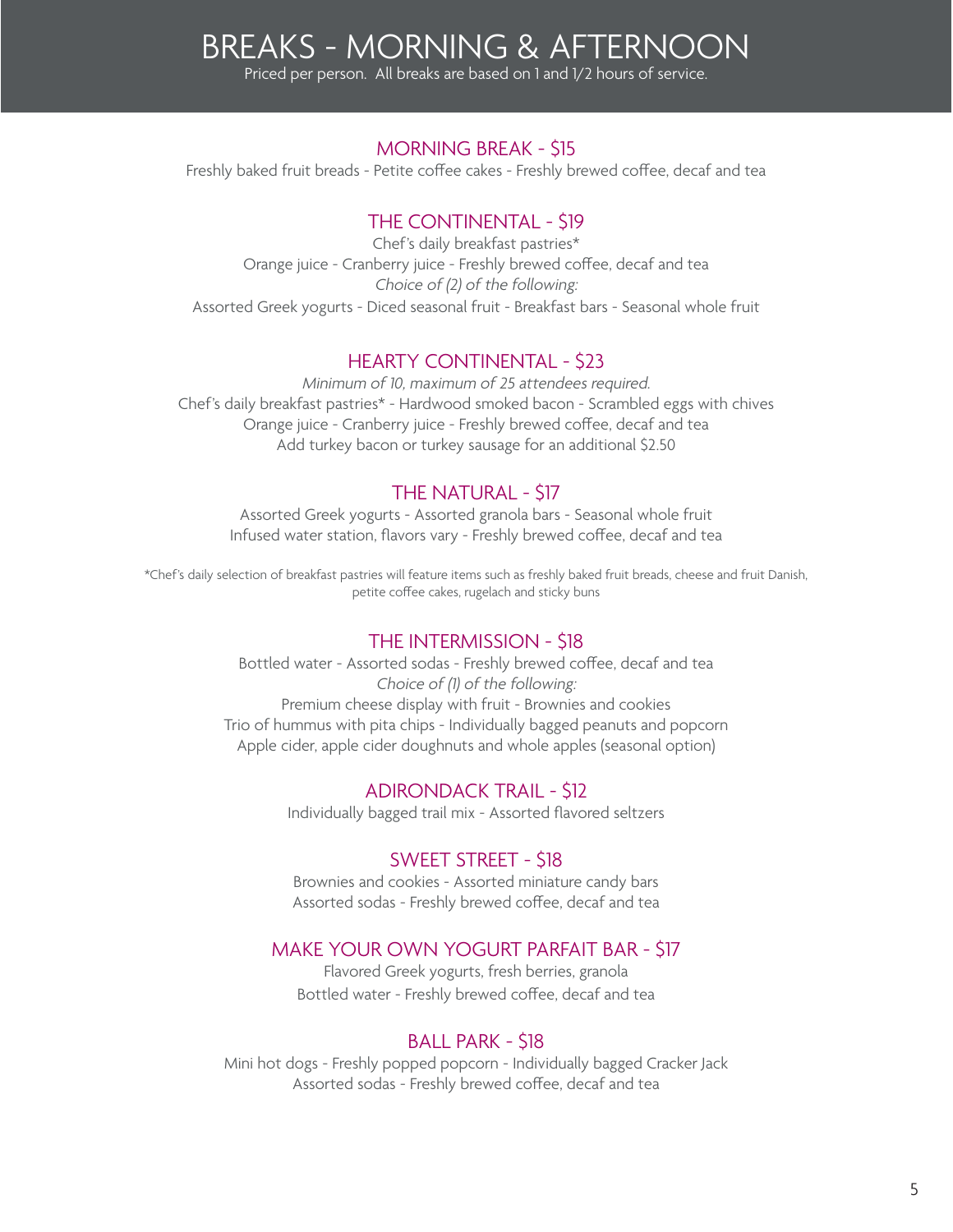# BREAKS - MORNING & AFTERNOON

Priced per person. All breaks are based on 1 and 1/2 hours of service.

## MORNING BREAK - $15

Freshly baked fruit breads - Petite coffee cakes - Freshly brewed coffee, decaf and tea

## THE CONTINENTAL - $19

Chef's daily breakfast pastries*
Orange juice - Cranberry juice - Freshly brewed coffee, decaf and tea
*Choice of (2) of the following:*
Assorted Greek yogurts - Diced seasonal fruit - Breakfast bars - Seasonal whole fruit

## HEARTY CONTINENTAL - $23

*Minimum of 10, maximum of 25 attendees required.*
Chef's daily breakfast pastries* - Hardwood smoked bacon - Scrambled eggs with chives
Orange juice - Cranberry juice - Freshly brewed coffee, decaf and tea
Add turkey bacon or turkey sausage for an additional $2.50

## THE NATURAL - $17

Assorted Greek yogurts - Assorted granola bars - Seasonal whole fruit
Infused water station, flavors vary - Freshly brewed coffee, decaf and tea

*Chef's daily selection of breakfast pastries will feature items such as freshly baked fruit breads, cheese and fruit Danish, petite coffee cakes, rugelach and sticky buns

## THE INTERMISSION - $18

Bottled water - Assorted sodas - Freshly brewed coffee, decaf and tea
*Choice of (1) of the following:*
Premium cheese display with fruit - Brownies and cookies
Trio of hummus with pita chips - Individually bagged peanuts and popcorn
Apple cider, apple cider doughnuts and whole apples (seasonal option)

## ADIRONDACK TRAIL - $12

Individually bagged trail mix - Assorted flavored seltzers

## SWEET STREET - $18

Brownies and cookies - Assorted miniature candy bars
Assorted sodas - Freshly brewed coffee, decaf and tea

## MAKE YOUR OWN YOGURT PARFAIT BAR - $17

Flavored Greek yogurts, fresh berries, granola
Bottled water - Freshly brewed coffee, decaf and tea

## BALL PARK - $18

Mini hot dogs - Freshly popped popcorn - Individually bagged Cracker Jack
Assorted sodas - Freshly brewed coffee, decaf and tea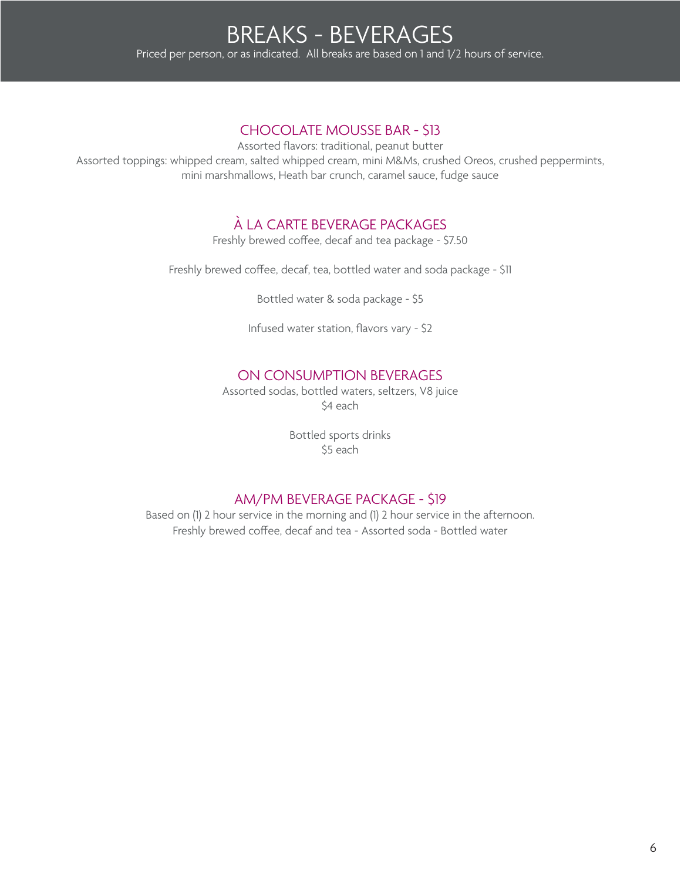# BREAKS - BEVERAGES

Priced per person, or as indicated. All breaks are based on 1 and 1/2 hours of service.

## CHOCOLATE MOUSSE BAR - $13

Assorted flavors: traditional, peanut butter

Assorted toppings: whipped cream, salted whipped cream, mini M&Ms, crushed Oreos, crushed peppermints, mini marshmallows, Heath bar crunch, caramel sauce, fudge sauce

## À LA CARTE BEVERAGE PACKAGES

Freshly brewed coffee, decaf and tea package - $7.50

Freshly brewed coffee, decaf, tea, bottled water and soda package - $11

Bottled water & soda package - $5

Infused water station, flavors vary - $2

## ON CONSUMPTION BEVERAGES

Assorted sodas, bottled waters, seltzers, V8 juice
$4 each

Bottled sports drinks
$5 each

## AM/PM BEVERAGE PACKAGE - $19

Based on (1) 2 hour service in the morning and (1) 2 hour service in the afternoon.

Freshly brewed coffee, decaf and tea - Assorted soda - Bottled water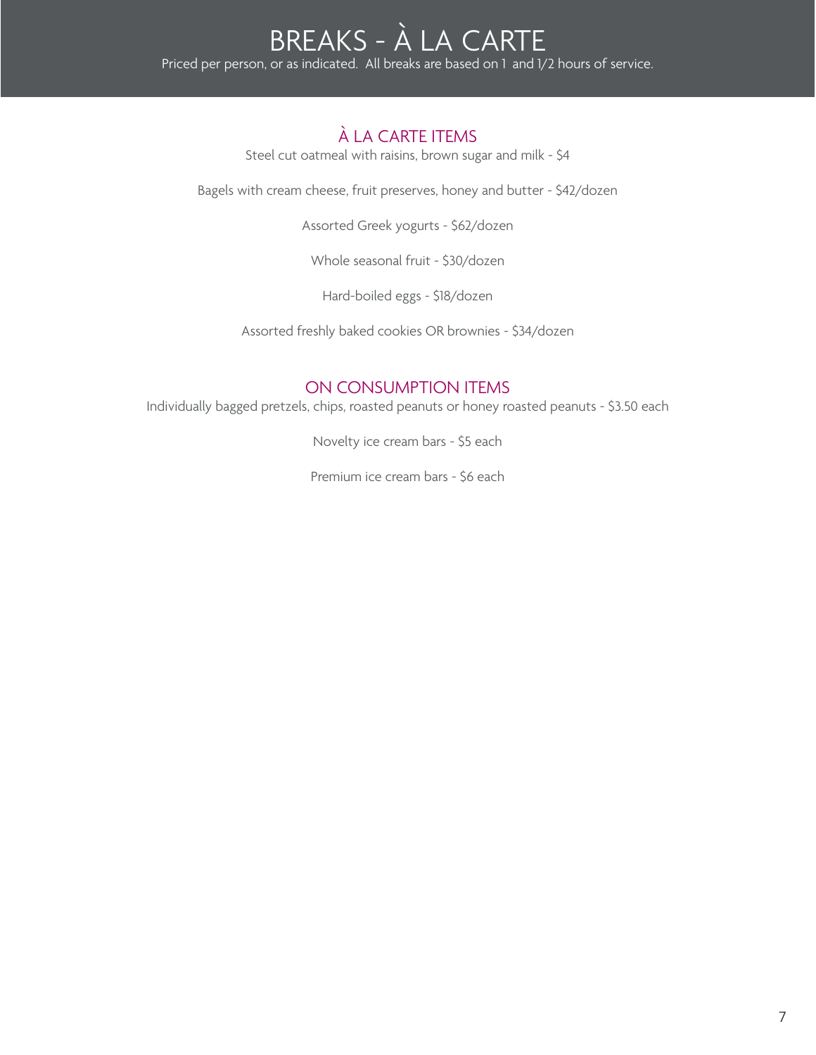# BREAKS - À LA CARTE

Priced per person, or as indicated. All breaks are based on 1 and 1/2 hours of service.

## À LA CARTE ITEMS

Steel cut oatmeal with raisins, brown sugar and milk - $4

Bagels with cream cheese, fruit preserves, honey and butter - $42/dozen

Assorted Greek yogurts - $62/dozen

Whole seasonal fruit - $30/dozen

Hard-boiled eggs - $18/dozen

Assorted freshly baked cookies OR brownies - $34/dozen

## ON CONSUMPTION ITEMS

Individually bagged pretzels, chips, roasted peanuts or honey roasted peanuts - $3.50 each

Novelty ice cream bars - $5 each

Premium ice cream bars - $6 each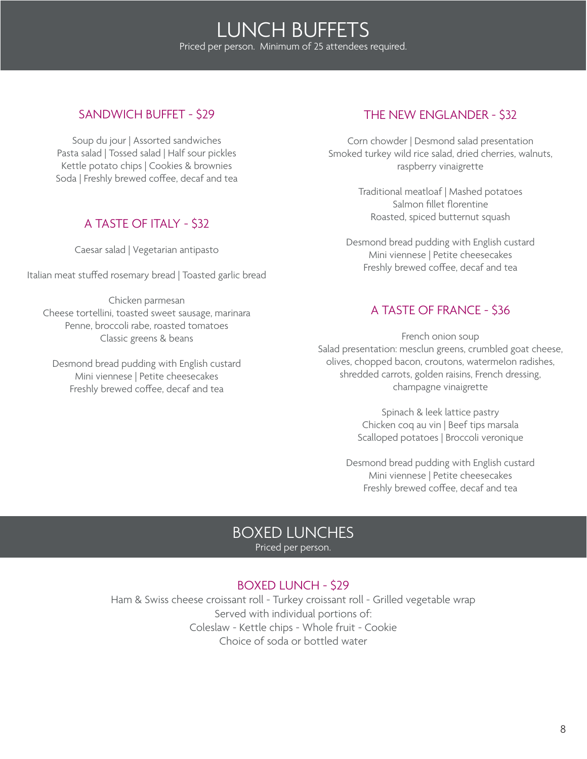# LUNCH BUFFETS

Priced per person. Minimum of 25 attendees required.

## SANDWICH BUFFET - $29

Soup du jour | Assorted sandwiches
Pasta salad | Tossed salad | Half sour pickles
Kettle potato chips | Cookies & brownies
Soda | Freshly brewed coffee, decaf and tea

## A TASTE OF ITALY - $32

Caesar salad | Vegetarian antipasto

Italian meat stuffed rosemary bread | Toasted garlic bread

Chicken parmesan
Cheese tortellini, toasted sweet sausage, marinara
Penne, broccoli rabe, roasted tomatoes
Classic greens & beans

Desmond bread pudding with English custard
Mini viennese | Petite cheesecakes
Freshly brewed coffee, decaf and tea

## THE NEW ENGLANDER - $32

Corn chowder | Desmond salad presentation
Smoked turkey wild rice salad, dried cherries, walnuts, raspberry vinaigrette

Traditional meatloaf | Mashed potatoes
Salmon fillet florentine
Roasted, spiced butternut squash

Desmond bread pudding with English custard
Mini viennese | Petite cheesecakes
Freshly brewed coffee, decaf and tea

## A TASTE OF FRANCE - $36

French onion soup
Salad presentation: mesclun greens, crumbled goat cheese, olives, chopped bacon, croutons, watermelon radishes, shredded carrots, golden raisins, French dressing, champagne vinaigrette

Spinach & leek lattice pastry
Chicken coq au vin | Beef tips marsala
Scalloped potatoes | Broccoli veronique

Desmond bread pudding with English custard
Mini viennese | Petite cheesecakes
Freshly brewed coffee, decaf and tea

# BOXED LUNCHES

Priced per person.

## BOXED LUNCH - $29

Ham & Swiss cheese croissant roll - Turkey croissant roll - Grilled vegetable wrap
Served with individual portions of:
Coleslaw - Kettle chips - Whole fruit - Cookie
Choice of soda or bottled water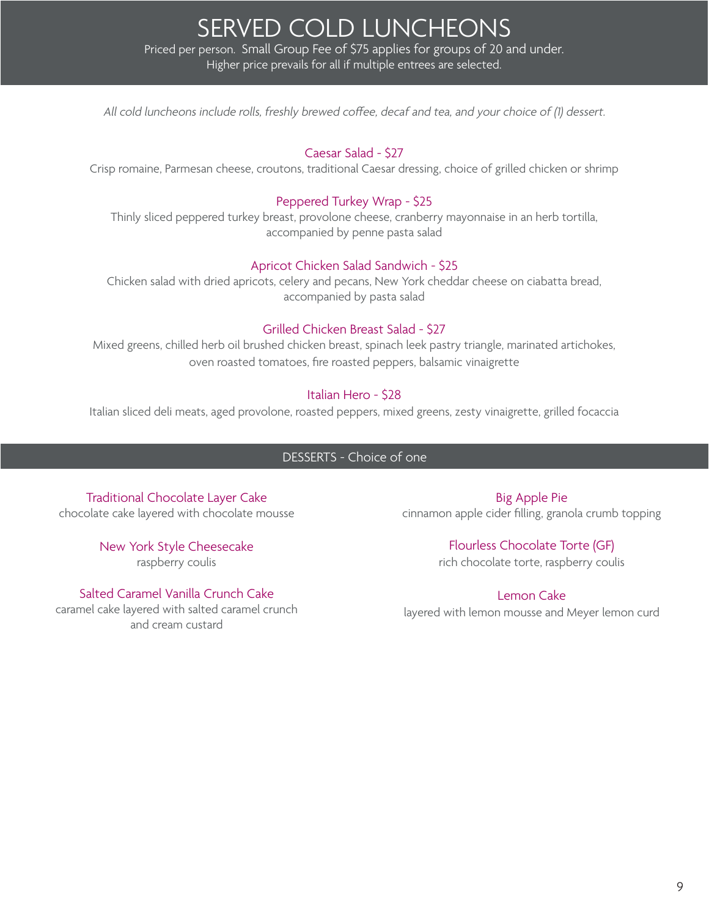# SERVED COLD LUNCHEONS

Priced per person. Small Group Fee of $75 applies for groups of 20 and under.
Higher price prevails for all if multiple entrees are selected.

*All cold luncheons include rolls, freshly brewed coffee, decaf and tea, and your choice of (1) dessert.*

### Caesar Salad - $27

Crisp romaine, Parmesan cheese, croutons, traditional Caesar dressing, choice of grilled chicken or shrimp

### Peppered Turkey Wrap - $25

Thinly sliced peppered turkey breast, provolone cheese, cranberry mayonnaise in an herb tortilla, accompanied by penne pasta salad

### Apricot Chicken Salad Sandwich - $25

Chicken salad with dried apricots, celery and pecans, New York cheddar cheese on ciabatta bread, accompanied by pasta salad

### Grilled Chicken Breast Salad - $27

Mixed greens, chilled herb oil brushed chicken breast, spinach leek pastry triangle, marinated artichokes, oven roasted tomatoes, fire roasted peppers, balsamic vinaigrette

### Italian Hero - $28

Italian sliced deli meats, aged provolone, roasted peppers, mixed greens, zesty vinaigrette, grilled focaccia

## DESSERTS - Choice of one

### Traditional Chocolate Layer Cake

chocolate cake layered with chocolate mousse

### New York Style Cheesecake

raspberry coulis

### Salted Caramel Vanilla Crunch Cake

caramel cake layered with salted caramel crunch and cream custard

### Big Apple Pie

cinnamon apple cider filling, granola crumb topping

### Flourless Chocolate Torte (GF)

rich chocolate torte, raspberry coulis

### Lemon Cake

layered with lemon mousse and Meyer lemon curd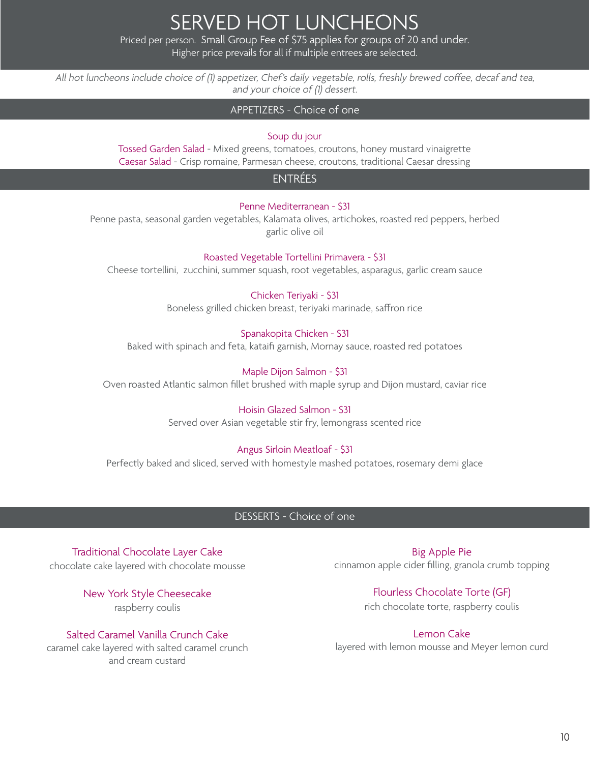# SERVED HOT LUNCHEONS

Priced per person. Small Group Fee of $75 applies for groups of 20 and under.
Higher price prevails for all if multiple entrees are selected.

*All hot luncheons include choice of (1) appetizer, Chef's daily vegetable, rolls, freshly brewed coffee, decaf and tea, and your choice of (1) dessert.*

## APPETIZERS - Choice of one

Soup du jour

Tossed Garden Salad - Mixed greens, tomatoes, croutons, honey mustard vinaigrette

Caesar Salad - Crisp romaine, Parmesan cheese, croutons, traditional Caesar dressing

## ENTRÉES

**Penne Mediterranean - $31**
Penne pasta, seasonal garden vegetables, Kalamata olives, artichokes, roasted red peppers, herbed garlic olive oil

**Roasted Vegetable Tortellini Primavera - $31**
Cheese tortellini, zucchini, summer squash, root vegetables, asparagus, garlic cream sauce

**Chicken Teriyaki - $31**
Boneless grilled chicken breast, teriyaki marinade, saffron rice

**Spanakopita Chicken - $31**
Baked with spinach and feta, kataifi garnish, Mornay sauce, roasted red potatoes

**Maple Dijon Salmon - $31**
Oven roasted Atlantic salmon fillet brushed with maple syrup and Dijon mustard, caviar rice

**Hoisin Glazed Salmon - $31**
Served over Asian vegetable stir fry, lemongrass scented rice

**Angus Sirloin Meatloaf - $31**
Perfectly baked and sliced, served with homestyle mashed potatoes, rosemary demi glace

## DESSERTS - Choice of one

**Traditional Chocolate Layer Cake**
chocolate cake layered with chocolate mousse

**New York Style Cheesecake**
raspberry coulis

**Salted Caramel Vanilla Crunch Cake**
caramel cake layered with salted caramel crunch and cream custard

**Big Apple Pie**
cinnamon apple cider filling, granola crumb topping

**Flourless Chocolate Torte (GF)**
rich chocolate torte, raspberry coulis

**Lemon Cake**
layered with lemon mousse and Meyer lemon curd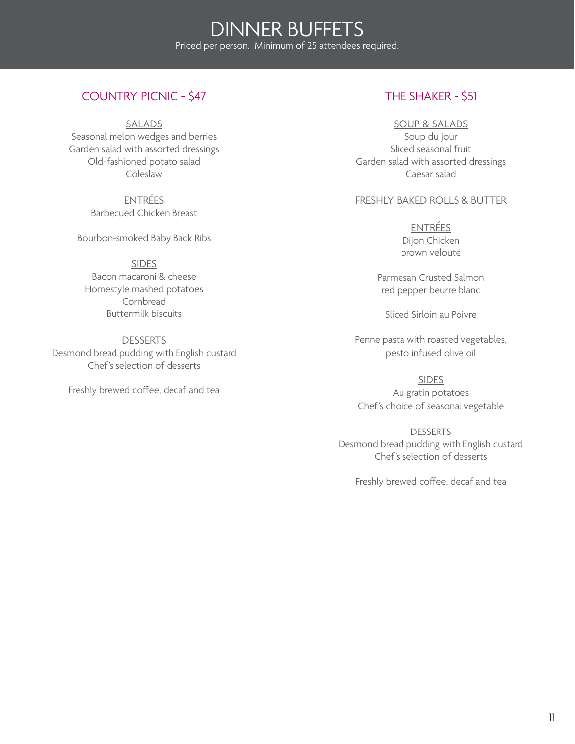# DINNER BUFFETS

Priced per person.  Minimum of 25 attendees required.

## COUNTRY PICNIC - $47

SALADS

Seasonal melon wedges and berries
Garden salad with assorted dressings
Old-fashioned potato salad
Coleslaw

ENTRÉES

Barbecued Chicken Breast

Bourbon-smoked Baby Back Ribs

SIDES

Bacon macaroni & cheese
Homestyle mashed potatoes
Cornbread
Buttermilk biscuits

DESSERTS

Desmond bread pudding with English custard
Chef's selection of desserts

Freshly brewed coffee, decaf and tea

## THE SHAKER - $51

SOUP & SALADS

Soup du jour
Sliced seasonal fruit
Garden salad with assorted dressings
Caesar salad

FRESHLY BAKED ROLLS & BUTTER

ENTRÉES

Dijon Chicken
brown velouté

Parmesan Crusted Salmon
red pepper beurre blanc

Sliced Sirloin au Poivre

Penne pasta with roasted vegetables,
pesto infused olive oil

SIDES

Au gratin potatoes
Chef's choice of seasonal vegetable

DESSERTS

Desmond bread pudding with English custard
Chef's selection of desserts

Freshly brewed coffee, decaf and tea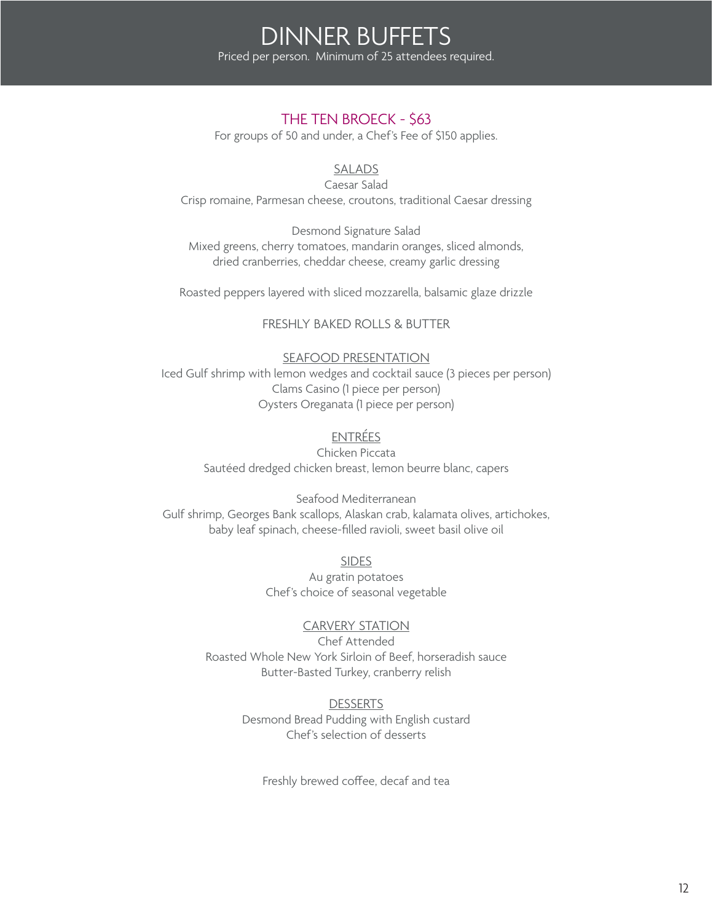# DINNER BUFFETS

Priced per person. Minimum of 25 attendees required.

## THE TEN BROECK - $63

For groups of 50 and under, a Chef's Fee of $150 applies.

### SALADS

Caesar Salad
Crisp romaine, Parmesan cheese, croutons, traditional Caesar dressing

Desmond Signature Salad
Mixed greens, cherry tomatoes, mandarin oranges, sliced almonds, dried cranberries, cheddar cheese, creamy garlic dressing

Roasted peppers layered with sliced mozzarella, balsamic glaze drizzle

FRESHLY BAKED ROLLS & BUTTER

### SEAFOOD PRESENTATION

Iced Gulf shrimp with lemon wedges and cocktail sauce (3 pieces per person)
Clams Casino (1 piece per person)
Oysters Oreganata (1 piece per person)

### ENTRÉES

Chicken Piccata
Sautéed dredged chicken breast, lemon beurre blanc, capers

Seafood Mediterranean
Gulf shrimp, Georges Bank scallops, Alaskan crab, kalamata olives, artichokes, baby leaf spinach, cheese-filled ravioli, sweet basil olive oil

### SIDES

Au gratin potatoes
Chef's choice of seasonal vegetable

### CARVERY STATION

Chef Attended
Roasted Whole New York Sirloin of Beef, horseradish sauce
Butter-Basted Turkey, cranberry relish

### DESSERTS

Desmond Bread Pudding with English custard
Chef's selection of desserts

Freshly brewed coffee, decaf and tea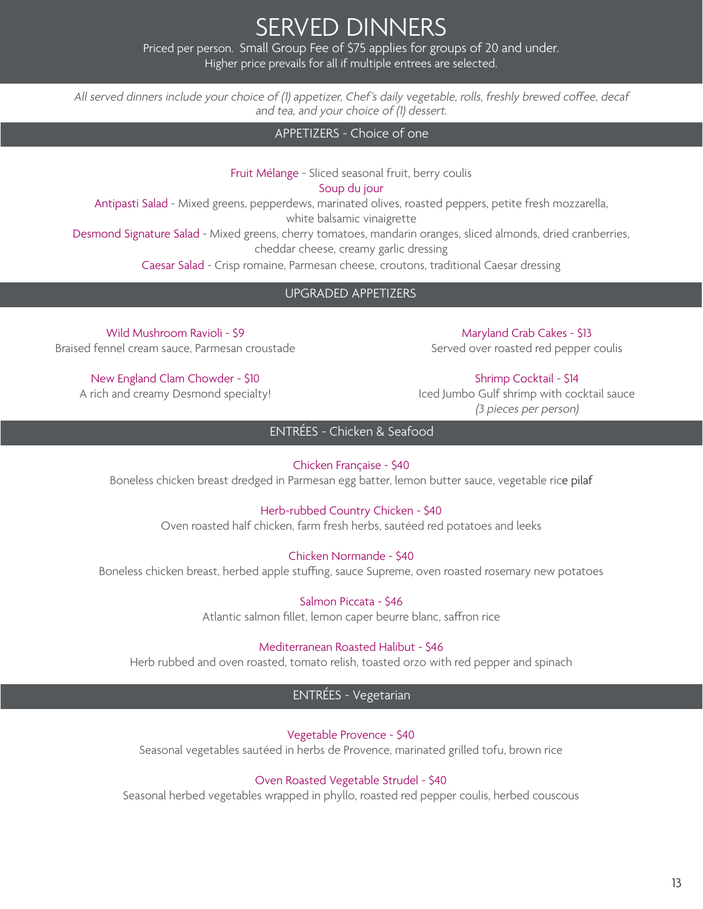# SERVED DINNERS

Priced per person. Small Group Fee of $75 applies for groups of 20 and under.
Higher price prevails for all if multiple entrees are selected.

*All served dinners include your choice of (1) appetizer, Chef's daily vegetable, rolls, freshly brewed coffee, decaf and tea, and your choice of (1) dessert.*

## APPETIZERS - Choice of one

Fruit Mélange - Sliced seasonal fruit, berry coulis

Soup du jour

Antipasti Salad - Mixed greens, pepperdews, marinated olives, roasted peppers, petite fresh mozzarella, white balsamic vinaigrette

Desmond Signature Salad - Mixed greens, cherry tomatoes, mandarin oranges, sliced almonds, dried cranberries, cheddar cheese, creamy garlic dressing

Caesar Salad - Crisp romaine, Parmesan cheese, croutons, traditional Caesar dressing

## UPGRADED APPETIZERS

Wild Mushroom Ravioli - $9
Braised fennel cream sauce, Parmesan croustade

New England Clam Chowder - $10
A rich and creamy Desmond specialty!

Maryland Crab Cakes - $13
Served over roasted red pepper coulis

Shrimp Cocktail - $14
Iced Jumbo Gulf shrimp with cocktail sauce
*(3 pieces per person)*

## ENTRÉES - Chicken & Seafood

Chicken Française - $40
Boneless chicken breast dredged in Parmesan egg batter, lemon butter sauce, vegetable rice pilaf

Herb-rubbed Country Chicken - $40
Oven roasted half chicken, farm fresh herbs, sautéed red potatoes and leeks

Chicken Normande - $40
Boneless chicken breast, herbed apple stuffing, sauce Supreme, oven roasted rosemary new potatoes

Salmon Piccata - $46
Atlantic salmon fillet, lemon caper beurre blanc, saffron rice

Mediterranean Roasted Halibut - $46
Herb rubbed and oven roasted, tomato relish, toasted orzo with red pepper and spinach

## ENTRÉES - Vegetarian

Vegetable Provence - $40
Seasonal vegetables sautéed in herbs de Provence, marinated grilled tofu, brown rice

Oven Roasted Vegetable Strudel - $40
Seasonal herbed vegetables wrapped in phyllo, roasted red pepper coulis, herbed couscous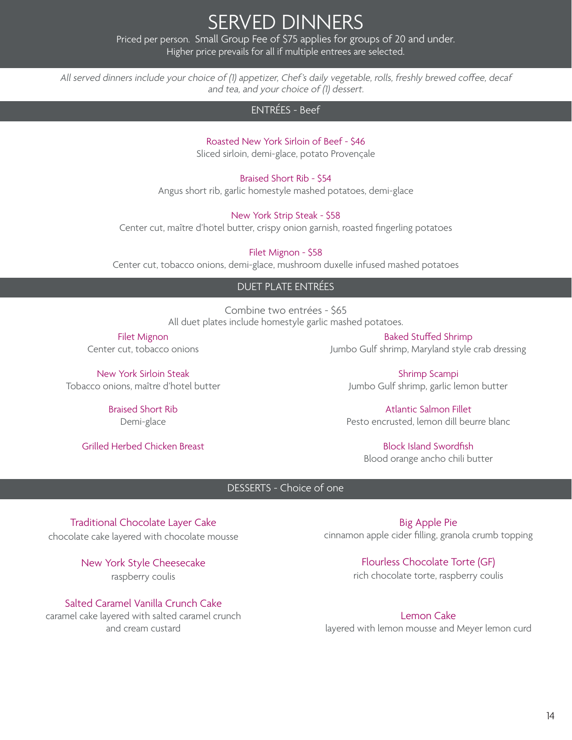# SERVED DINNERS

Priced per person. Small Group Fee of $75 applies for groups of 20 and under.
Higher price prevails for all if multiple entrees are selected.

*All served dinners include your choice of (1) appetizer, Chef's daily vegetable, rolls, freshly brewed coffee, decaf and tea, and your choice of (1) dessert.*

## ENTRÉES - Beef

**Roasted New York Sirloin of Beef - $46**
Sliced sirloin, demi-glace, potato Provençale

**Braised Short Rib - $54**
Angus short rib, garlic homestyle mashed potatoes, demi-glace

**New York Strip Steak - $58**
Center cut, maître d'hotel butter, crispy onion garnish, roasted fingerling potatoes

**Filet Mignon - $58**
Center cut, tobacco onions, demi-glace, mushroom duxelle infused mashed potatoes

## DUET PLATE ENTRÉES

Combine two entrées - $65
All duet plates include homestyle garlic mashed potatoes.

**Filet Mignon**
Center cut, tobacco onions

**New York Sirloin Steak**
Tobacco onions, maître d'hotel butter

**Braised Short Rib**
Demi-glace

**Grilled Herbed Chicken Breast**

**Baked Stuffed Shrimp**
Jumbo Gulf shrimp, Maryland style crab dressing

**Shrimp Scampi**
Jumbo Gulf shrimp, garlic lemon butter

**Atlantic Salmon Fillet**
Pesto encrusted, lemon dill beurre blanc

**Block Island Swordfish**
Blood orange ancho chili butter

## DESSERTS - Choice of one

**Traditional Chocolate Layer Cake**
chocolate cake layered with chocolate mousse

**New York Style Cheesecake**
raspberry coulis

**Salted Caramel Vanilla Crunch Cake**
caramel cake layered with salted caramel crunch and cream custard

**Big Apple Pie**
cinnamon apple cider filling, granola crumb topping

**Flourless Chocolate Torte (GF)**
rich chocolate torte, raspberry coulis

**Lemon Cake**
layered with lemon mousse and Meyer lemon curd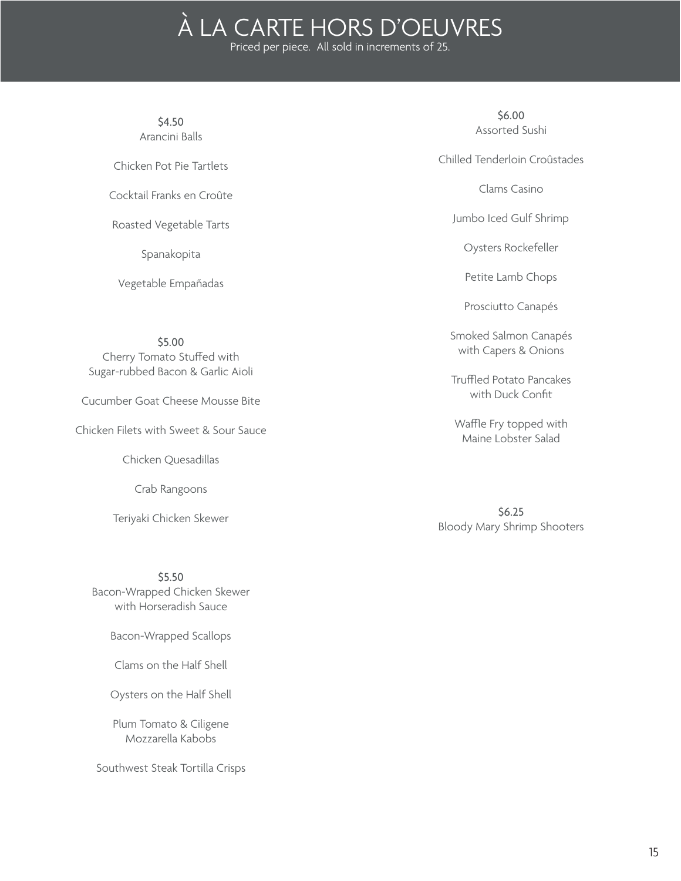# À LA CARTE HORS D'OEUVRES

Priced per piece. All sold in increments of 25.

## $4.50

Arancini Balls

Chicken Pot Pie Tartlets

Cocktail Franks en Croûte

Roasted Vegetable Tarts

Spanakopita

Vegetable Empañadas

## $5.00

Cherry Tomato Stuffed with Sugar-rubbed Bacon & Garlic Aioli

Cucumber Goat Cheese Mousse Bite

Chicken Filets with Sweet & Sour Sauce

Chicken Quesadillas

Crab Rangoons

Teriyaki Chicken Skewer

## $5.50

Bacon-Wrapped Chicken Skewer with Horseradish Sauce

Bacon-Wrapped Scallops

Clams on the Half Shell

Oysters on the Half Shell

Plum Tomato & Ciligene Mozzarella Kabobs

Southwest Steak Tortilla Crisps

## $6.00

Assorted Sushi

Chilled Tenderloin Croûstades

Clams Casino

Jumbo Iced Gulf Shrimp

Oysters Rockefeller

Petite Lamb Chops

Prosciutto Canapés

Smoked Salmon Canapés with Capers & Onions

Truffled Potato Pancakes with Duck Confit

Waffle Fry topped with Maine Lobster Salad

## $6.25

Bloody Mary Shrimp Shooters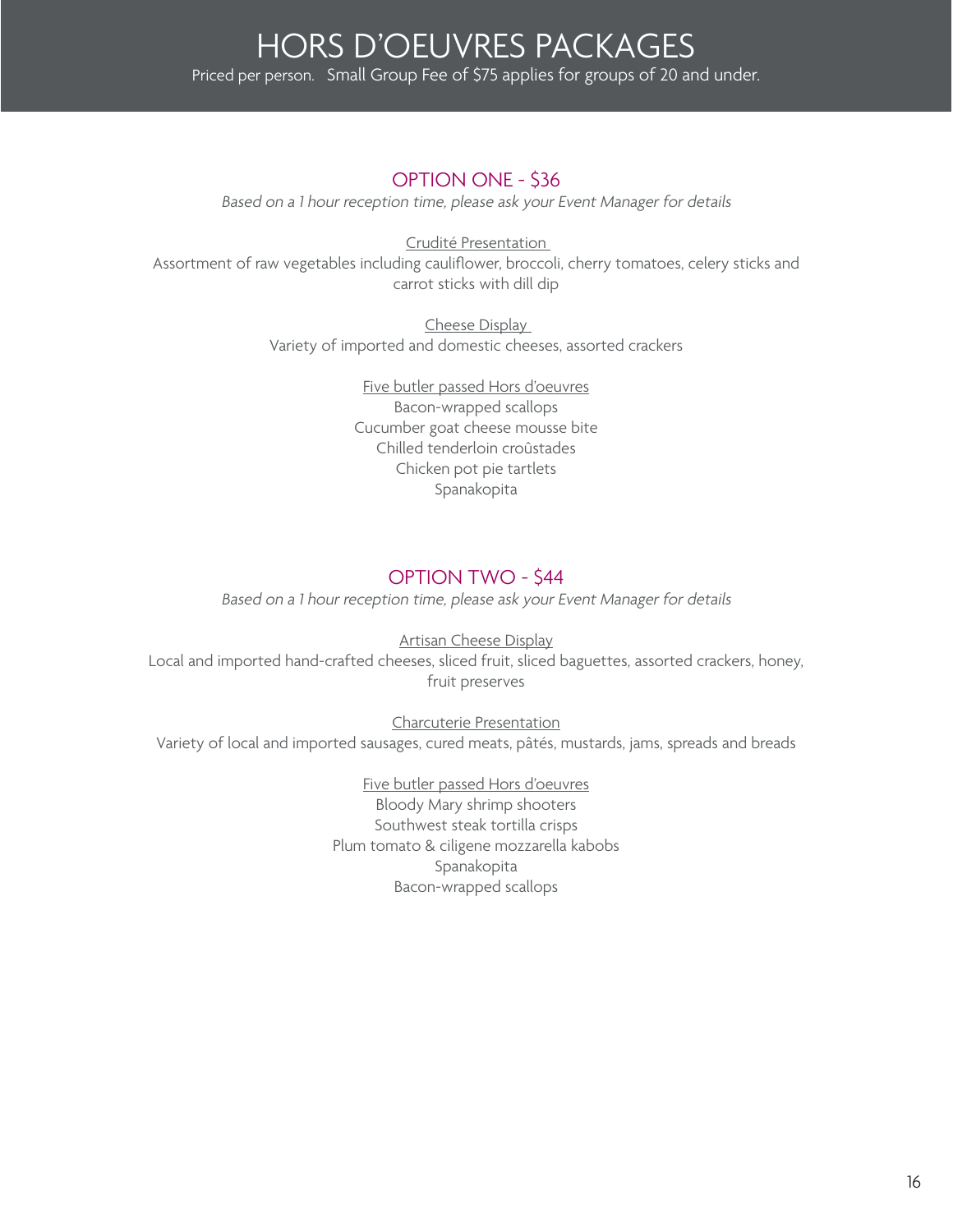# HORS D'OEUVRES PACKAGES

Priced per person. Small Group Fee of $75 applies for groups of 20 and under.

## OPTION ONE - $36

*Based on a 1 hour reception time, please ask your Event Manager for details*

Crudité Presentation

Assortment of raw vegetables including cauliflower, broccoli, cherry tomatoes, celery sticks and carrot sticks with dill dip

Cheese Display

Variety of imported and domestic cheeses, assorted crackers

Five butler passed Hors d'oeuvres

Bacon-wrapped scallops
Cucumber goat cheese mousse bite
Chilled tenderloin croûstades
Chicken pot pie tartlets
Spanakopita

## OPTION TWO - $44

*Based on a 1 hour reception time, please ask your Event Manager for details*

Artisan Cheese Display

Local and imported hand-crafted cheeses, sliced fruit, sliced baguettes, assorted crackers, honey, fruit preserves

Charcuterie Presentation

Variety of local and imported sausages, cured meats, pâtés, mustards, jams, spreads and breads

Five butler passed Hors d'oeuvres

Bloody Mary shrimp shooters
Southwest steak tortilla crisps
Plum tomato & ciligene mozzarella kabobs
Spanakopita
Bacon-wrapped scallops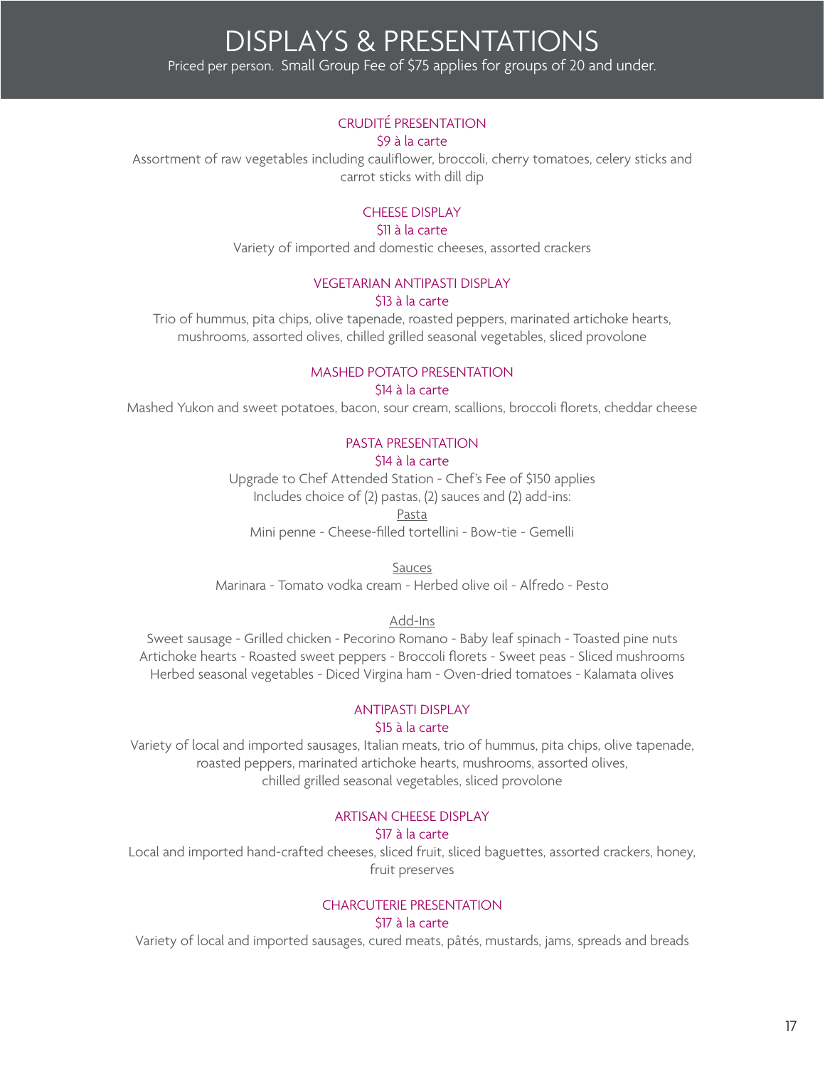# DISPLAYS & PRESENTATIONS

Priced per person. Small Group Fee of $75 applies for groups of 20 and under.

### CRUDITÉ PRESENTATION

$9 à la carte

Assortment of raw vegetables including cauliflower, broccoli, cherry tomatoes, celery sticks and carrot sticks with dill dip

### CHEESE DISPLAY

$11 à la carte

Variety of imported and domestic cheeses, assorted crackers

### VEGETARIAN ANTIPASTI DISPLAY

$13 à la carte

Trio of hummus, pita chips, olive tapenade, roasted peppers, marinated artichoke hearts, mushrooms, assorted olives, chilled grilled seasonal vegetables, sliced provolone

### MASHED POTATO PRESENTATION

$14 à la carte

Mashed Yukon and sweet potatoes, bacon, sour cream, scallions, broccoli florets, cheddar cheese

### PASTA PRESENTATION

$14 à la carte

Upgrade to Chef Attended Station - Chef's Fee of $150 applies

Includes choice of (2) pastas, (2) sauces and (2) add-ins:

Pasta

Mini penne - Cheese-filled tortellini - Bow-tie - Gemelli

Sauces

Marinara - Tomato vodka cream - Herbed olive oil - Alfredo - Pesto

Add-Ins

Sweet sausage - Grilled chicken - Pecorino Romano - Baby leaf spinach - Toasted pine nuts
Artichoke hearts - Roasted sweet peppers - Broccoli florets - Sweet peas - Sliced mushrooms
Herbed seasonal vegetables - Diced Virgina ham - Oven-dried tomatoes - Kalamata olives

### ANTIPASTI DISPLAY

$15 à la carte

Variety of local and imported sausages, Italian meats, trio of hummus, pita chips, olive tapenade, roasted peppers, marinated artichoke hearts, mushrooms, assorted olives, chilled grilled seasonal vegetables, sliced provolone

### ARTISAN CHEESE DISPLAY

$17 à la carte

Local and imported hand-crafted cheeses, sliced fruit, sliced baguettes, assorted crackers, honey, fruit preserves

### CHARCUTERIE PRESENTATION

$17 à la carte

Variety of local and imported sausages, cured meats, pâtés, mustards, jams, spreads and breads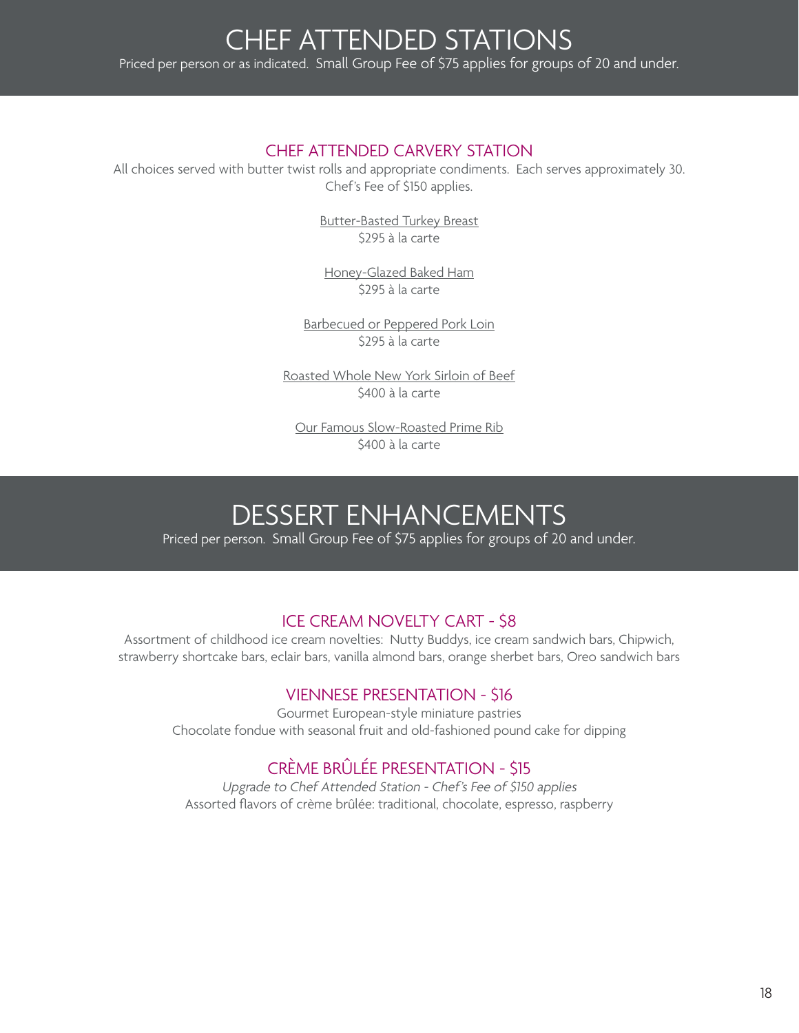# CHEF ATTENDED STATIONS

Priced per person or as indicated. Small Group Fee of $75 applies for groups of 20 and under.

## CHEF ATTENDED CARVERY STATION

All choices served with butter twist rolls and appropriate condiments. Each serves approximately 30.
Chef's Fee of $150 applies.

Butter-Basted Turkey Breast
$295 à la carte

Honey-Glazed Baked Ham
$295 à la carte

Barbecued or Peppered Pork Loin
$295 à la carte

Roasted Whole New York Sirloin of Beef
$400 à la carte

Our Famous Slow-Roasted Prime Rib
$400 à la carte

# DESSERT ENHANCEMENTS

Priced per person. Small Group Fee of $75 applies for groups of 20 and under.

## ICE CREAM NOVELTY CART - $8

Assortment of childhood ice cream novelties: Nutty Buddys, ice cream sandwich bars, Chipwich, strawberry shortcake bars, eclair bars, vanilla almond bars, orange sherbet bars, Oreo sandwich bars

## VIENNESE PRESENTATION - $16

Gourmet European-style miniature pastries
Chocolate fondue with seasonal fruit and old-fashioned pound cake for dipping

## CRÈME BRÛLÉE PRESENTATION - $15

*Upgrade to Chef Attended Station - Chef's Fee of $150 applies*
Assorted flavors of crème brûlée: traditional, chocolate, espresso, raspberry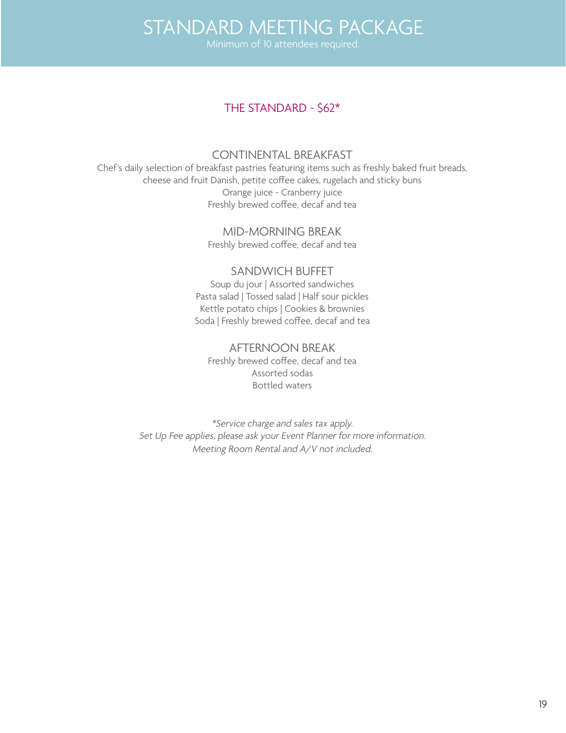# STANDARD MEETING PACKAGE

Minimum of 10 attendees required.

## THE STANDARD - $62*

### CONTINENTAL BREAKFAST

Chef's daily selection of breakfast pastries featuring items such as freshly baked fruit breads, cheese and fruit Danish, petite coffee cakes, rugelach and sticky buns
Orange juice - Cranberry juice
Freshly brewed coffee, decaf and tea

### MID-MORNING BREAK

Freshly brewed coffee, decaf and tea

### SANDWICH BUFFET

Soup du jour | Assorted sandwiches
Pasta salad | Tossed salad | Half sour pickles
Kettle potato chips | Cookies & brownies
Soda | Freshly brewed coffee, decaf and tea

### AFTERNOON BREAK

Freshly brewed coffee, decaf and tea
Assorted sodas
Bottled waters

*\*Service charge and sales tax apply.*
*Set Up Fee applies, please ask your Event Planner for more information.*
*Meeting Room Rental and A/V not included.*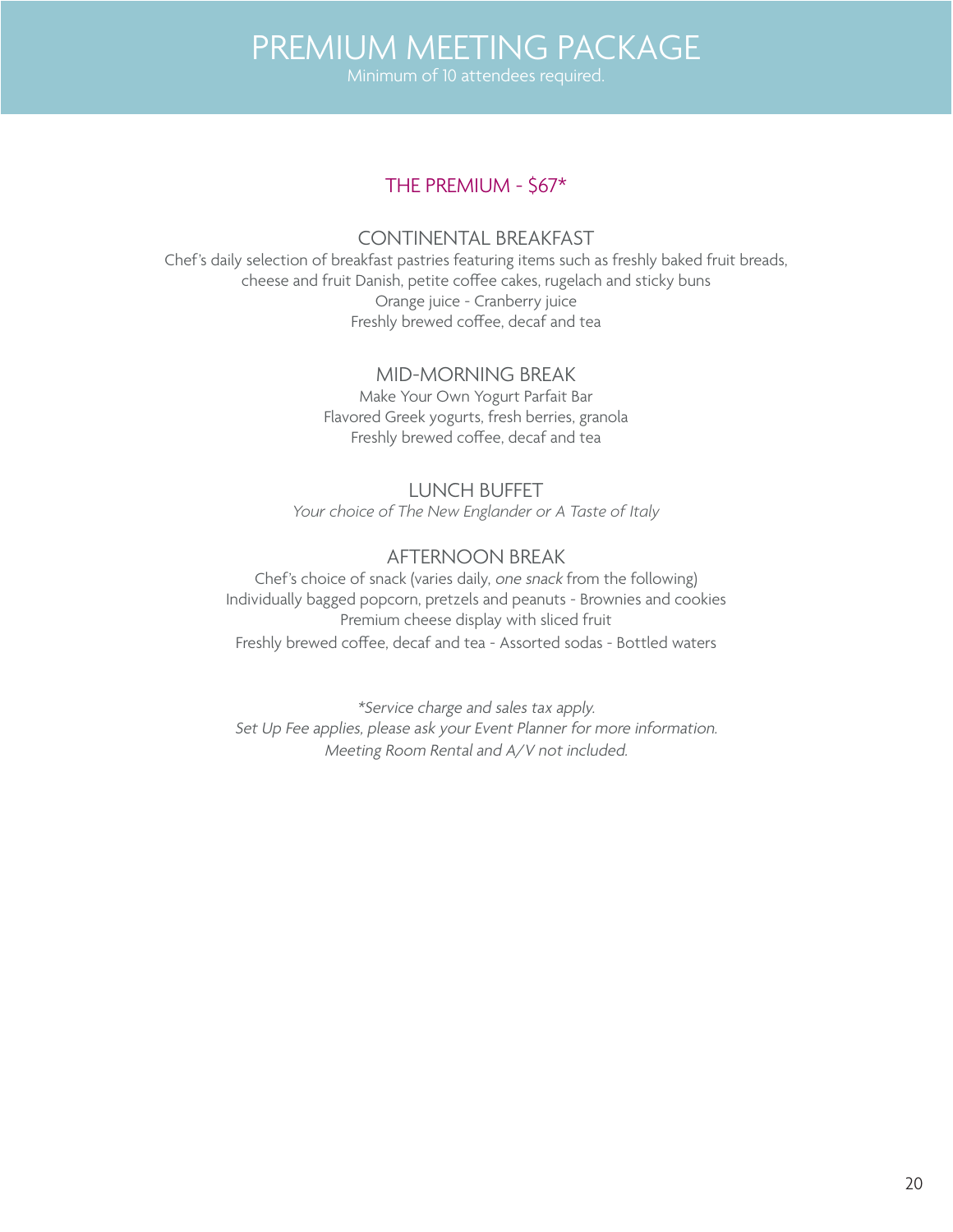# PREMIUM MEETING PACKAGE

Minimum of 10 attendees required.

## THE PREMIUM - $67*

### CONTINENTAL BREAKFAST

Chef's daily selection of breakfast pastries featuring items such as freshly baked fruit breads, cheese and fruit Danish, petite coffee cakes, rugelach and sticky buns

Orange juice - Cranberry juice

Freshly brewed coffee, decaf and tea

### MID-MORNING BREAK

Make Your Own Yogurt Parfait Bar

Flavored Greek yogurts, fresh berries, granola

Freshly brewed coffee, decaf and tea

### LUNCH BUFFET

*Your choice of The New Englander or A Taste of Italy*

### AFTERNOON BREAK

Chef's choice of snack (varies daily, *one snack* from the following)

Individually bagged popcorn, pretzels and peanuts - Brownies and cookies

Premium cheese display with sliced fruit

Freshly brewed coffee, decaf and tea - Assorted sodas - Bottled waters

*\*Service charge and sales tax apply.*

*Set Up Fee applies, please ask your Event Planner for more information.*

*Meeting Room Rental and A/V not included.*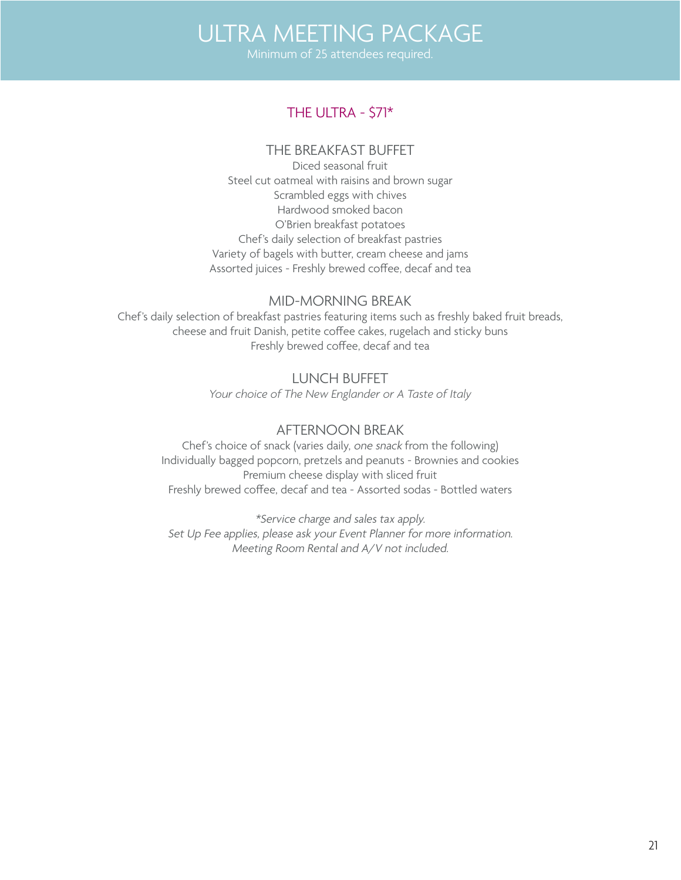# ULTRA MEETING PACKAGE

Minimum of 25 attendees required.

## THE ULTRA - $71*

### THE BREAKFAST BUFFET

Diced seasonal fruit
Steel cut oatmeal with raisins and brown sugar
Scrambled eggs with chives
Hardwood smoked bacon
O'Brien breakfast potatoes
Chef's daily selection of breakfast pastries
Variety of bagels with butter, cream cheese and jams
Assorted juices - Freshly brewed coffee, decaf and tea

### MID-MORNING BREAK

Chef's daily selection of breakfast pastries featuring items such as freshly baked fruit breads, cheese and fruit Danish, petite coffee cakes, rugelach and sticky buns
Freshly brewed coffee, decaf and tea

### LUNCH BUFFET

*Your choice of The New Englander or A Taste of Italy*

### AFTERNOON BREAK

Chef's choice of snack (varies daily, *one snack* from the following)
Individually bagged popcorn, pretzels and peanuts - Brownies and cookies
Premium cheese display with sliced fruit
Freshly brewed coffee, decaf and tea - Assorted sodas - Bottled waters

*\*Service charge and sales tax apply.*
*Set Up Fee applies, please ask your Event Planner for more information.*
*Meeting Room Rental and A/V not included.*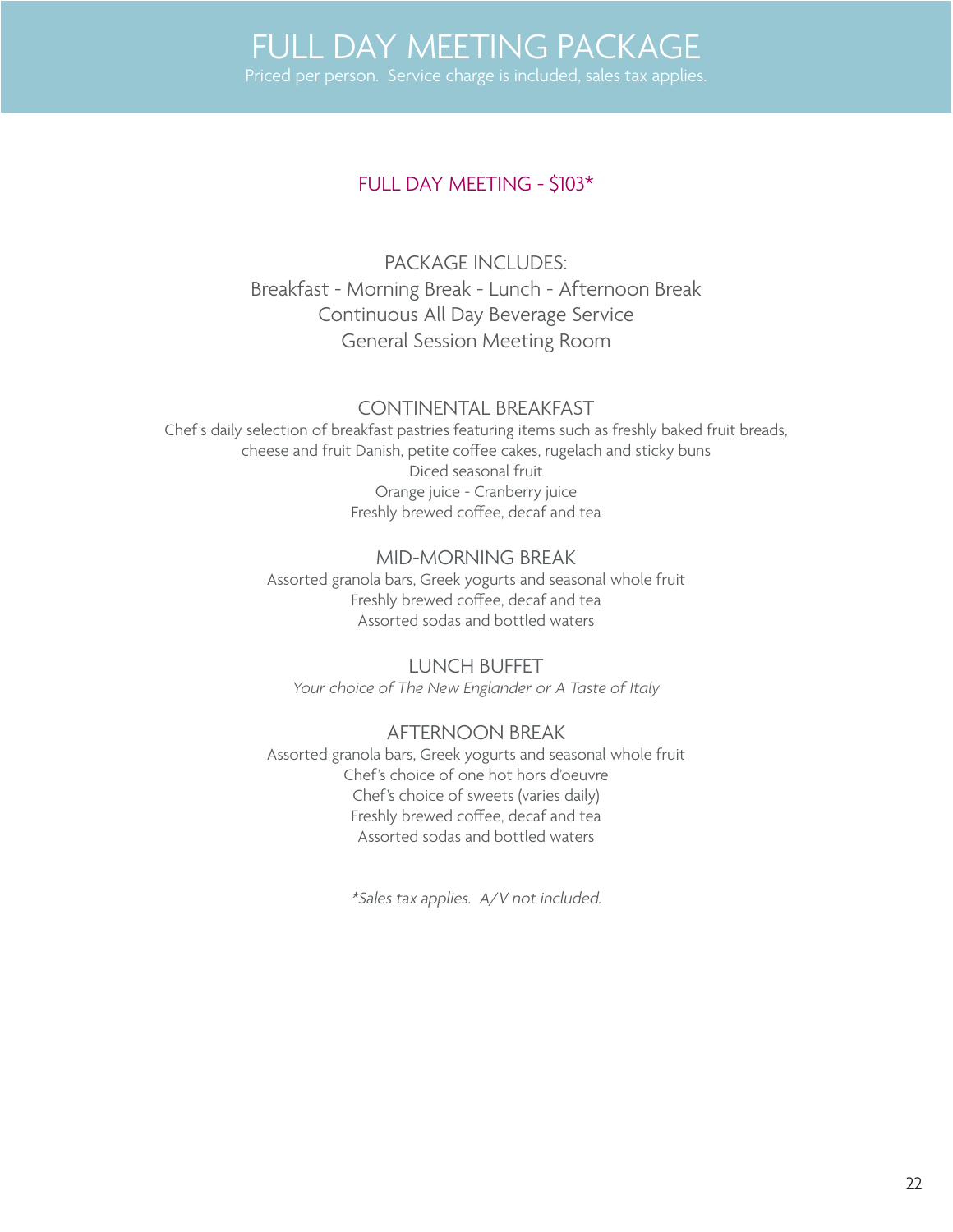# FULL DAY MEETING PACKAGE

Priced per person. Service charge is included, sales tax applies.

## FULL DAY MEETING - $103*

### PACKAGE INCLUDES:

Breakfast - Morning Break - Lunch - Afternoon Break
Continuous All Day Beverage Service
General Session Meeting Room

### CONTINENTAL BREAKFAST

Chef's daily selection of breakfast pastries featuring items such as freshly baked fruit breads, cheese and fruit Danish, petite coffee cakes, rugelach and sticky buns
Diced seasonal fruit
Orange juice - Cranberry juice
Freshly brewed coffee, decaf and tea

### MID-MORNING BREAK

Assorted granola bars, Greek yogurts and seasonal whole fruit
Freshly brewed coffee, decaf and tea
Assorted sodas and bottled waters

### LUNCH BUFFET

*Your choice of The New Englander or A Taste of Italy*

### AFTERNOON BREAK

Assorted granola bars, Greek yogurts and seasonal whole fruit
Chef's choice of one hot hors d'oeuvre
Chef's choice of sweets (varies daily)
Freshly brewed coffee, decaf and tea
Assorted sodas and bottled waters

*\*Sales tax applies. A/V not included.*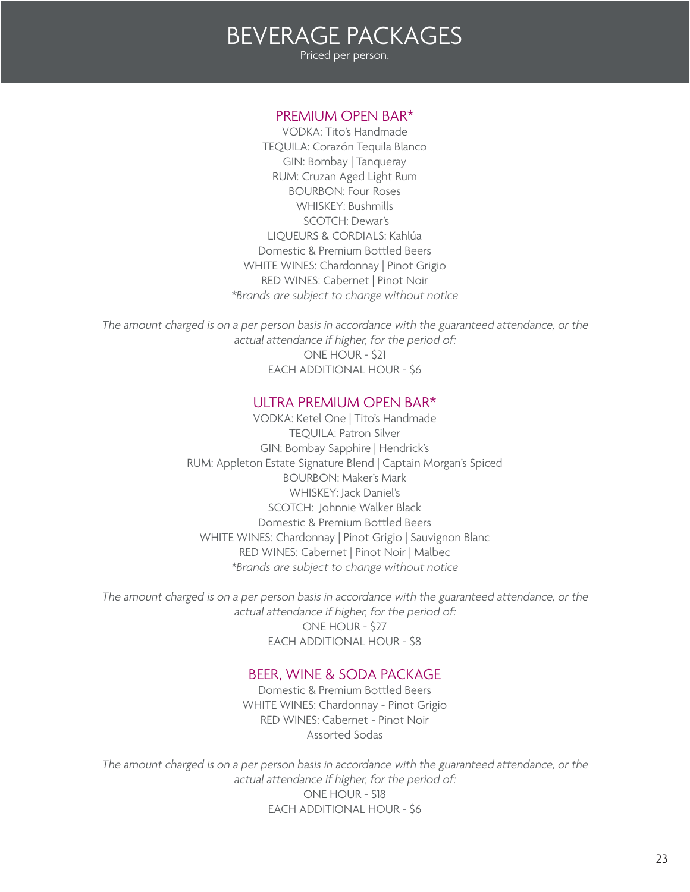# BEVERAGE PACKAGES

Priced per person.

## PREMIUM OPEN BAR*

VODKA: Tito's Handmade
TEQUILA: Corazón Tequila Blanco
GIN: Bombay | Tanqueray
RUM: Cruzan Aged Light Rum
BOURBON: Four Roses
WHISKEY: Bushmills
SCOTCH: Dewar's
LIQUEURS & CORDIALS: Kahlúa
Domestic & Premium Bottled Beers
WHITE WINES: Chardonnay | Pinot Grigio
RED WINES: Cabernet | Pinot Noir
*\*Brands are subject to change without notice*

*The amount charged is on a per person basis in accordance with the guaranteed attendance, or the actual attendance if higher, for the period of:*

ONE HOUR - $21
EACH ADDITIONAL HOUR - $6

## ULTRA PREMIUM OPEN BAR*

VODKA: Ketel One | Tito's Handmade
TEQUILA: Patron Silver
GIN: Bombay Sapphire | Hendrick's
RUM: Appleton Estate Signature Blend | Captain Morgan's Spiced
BOURBON: Maker's Mark
WHISKEY: Jack Daniel's
SCOTCH: Johnnie Walker Black
Domestic & Premium Bottled Beers
WHITE WINES: Chardonnay | Pinot Grigio | Sauvignon Blanc
RED WINES: Cabernet | Pinot Noir | Malbec
*\*Brands are subject to change without notice*

*The amount charged is on a per person basis in accordance with the guaranteed attendance, or the actual attendance if higher, for the period of:*

ONE HOUR - $27
EACH ADDITIONAL HOUR - $8

## BEER, WINE & SODA PACKAGE

Domestic & Premium Bottled Beers
WHITE WINES: Chardonnay - Pinot Grigio
RED WINES: Cabernet - Pinot Noir
Assorted Sodas

*The amount charged is on a per person basis in accordance with the guaranteed attendance, or the actual attendance if higher, for the period of:*

ONE HOUR - $18
EACH ADDITIONAL HOUR - $6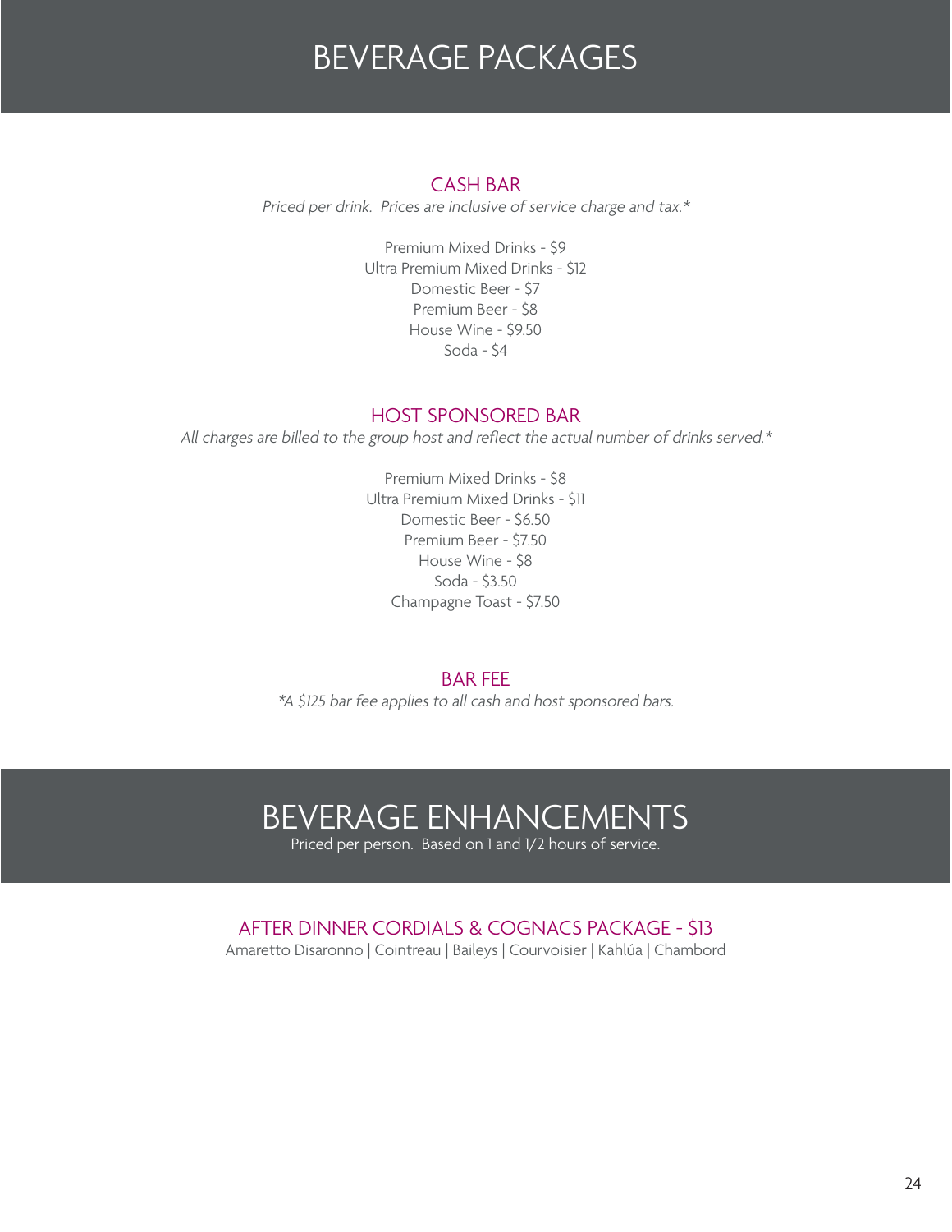# BEVERAGE PACKAGES

## CASH BAR

*Priced per drink. Prices are inclusive of service charge and tax.**

Premium Mixed Drinks - $9
Ultra Premium Mixed Drinks - $12
Domestic Beer - $7
Premium Beer - $8
House Wine - $9.50
Soda - $4

## HOST SPONSORED BAR

*All charges are billed to the group host and reflect the actual number of drinks served.**

Premium Mixed Drinks - $8
Ultra Premium Mixed Drinks - $11
Domestic Beer - $6.50
Premium Beer - $7.50
House Wine - $8
Soda - $3.50
Champagne Toast - $7.50

## BAR FEE

**A $125 bar fee applies to all cash and host sponsored bars.*

# BEVERAGE ENHANCEMENTS

Priced per person. Based on 1 and 1/2 hours of service.

## AFTER DINNER CORDIALS & COGNACS PACKAGE - $13

Amaretto Disaronno | Cointreau | Baileys | Courvoisier | Kahlúa | Chambord